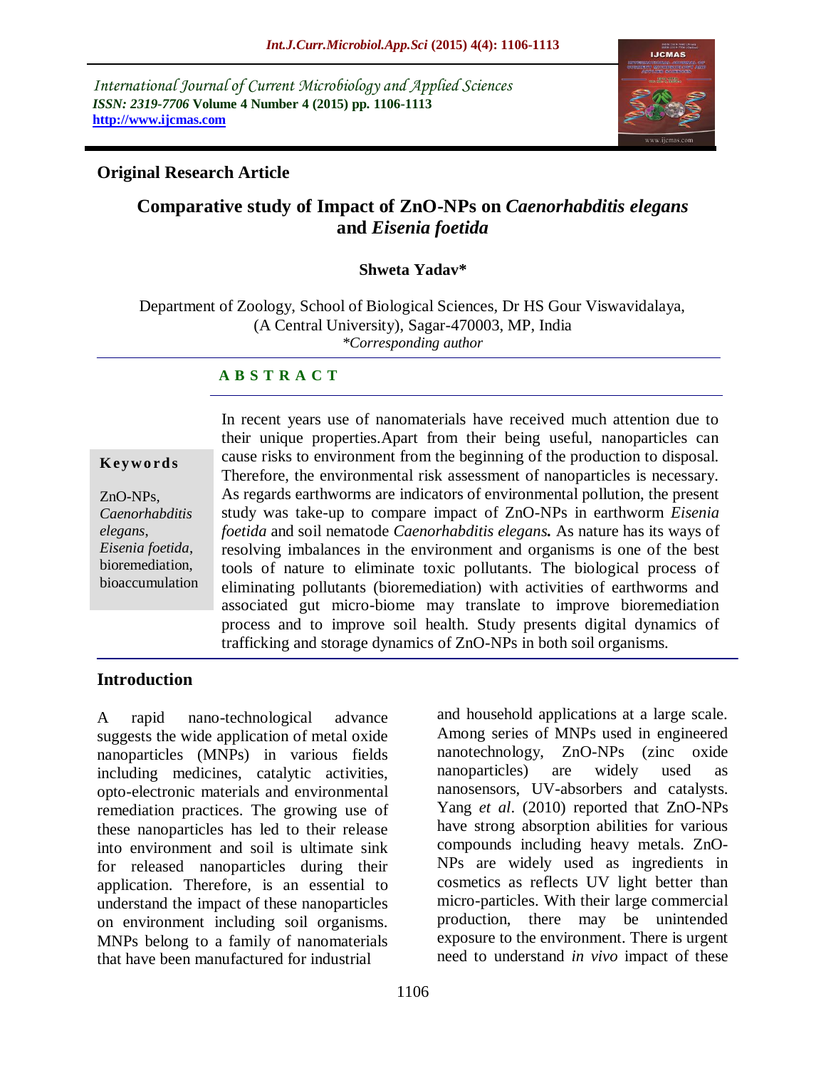International Journal of Current Microbiology and Applied Sciences
*ISSN: 2319-7706* **Volume 4 Number 4 (2015) pp. 1106-1113**
**http://www.ijcmas.com**

**Original Research Article**

# Comparative study of Impact of ZnO-NPs on *Caenorhabditis elegans* and *Eisenia foetida*

**Shweta Yadav***

Department of Zoology, School of Biological Sciences, Dr HS Gour Viswavidalaya, (A Central University), Sagar-470003, MP, India
*\*Corresponding author*

## ABSTRACT

**Keywords**

ZnO-NPs, *Caenorhabditis elegans*, *Eisenia foetida*, bioremediation, bioaccumulation

In recent years use of nanomaterials have received much attention due to their unique properties.Apart from their being useful, nanoparticles can cause risks to environment from the beginning of the production to disposal. Therefore, the environmental risk assessment of nanoparticles is necessary. As regards earthworms are indicators of environmental pollution, the present study was take-up to compare impact of ZnO-NPs in earthworm *Eisenia foetida* and soil nematode *Caenorhabditis elegans.* As nature has its ways of resolving imbalances in the environment and organisms is one of the best tools of nature to eliminate toxic pollutants. The biological process of eliminating pollutants (bioremediation) with activities of earthworms and associated gut micro-biome may translate to improve bioremediation process and to improve soil health. Study presents digital dynamics of trafficking and storage dynamics of ZnO-NPs in both soil organisms.

## Introduction

A rapid nano-technological advance suggests the wide application of metal oxide nanoparticles (MNPs) in various fields including medicines, catalytic activities, opto-electronic materials and environmental remediation practices. The growing use of these nanoparticles has led to their release into environment and soil is ultimate sink for released nanoparticles during their application. Therefore, is an essential to understand the impact of these nanoparticles on environment including soil organisms. MNPs belong to a family of nanomaterials that have been manufactured for industrial and household applications at a large scale. Among series of MNPs used in engineered nanotechnology, ZnO-NPs (zinc oxide nanoparticles) are widely used as nanosensors, UV-absorbers and catalysts. Yang *et al*. (2010) reported that ZnO-NPs have strong absorption abilities for various compounds including heavy metals. ZnO-NPs are widely used as ingredients in cosmetics as reflects UV light better than micro-particles. With their large commercial production, there may be unintended exposure to the environment. There is urgent need to understand *in vivo* impact of these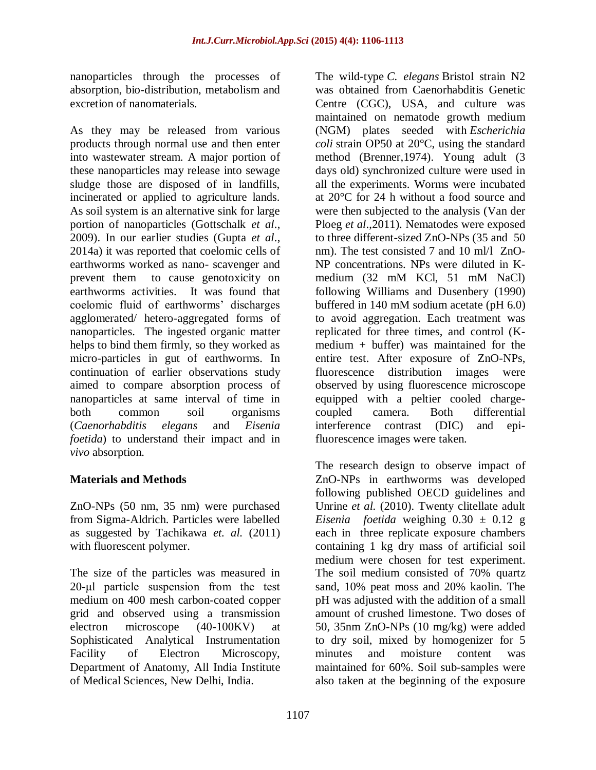nanoparticles through the processes of absorption, bio-distribution, metabolism and excretion of nanomaterials.

As they may be released from various products through normal use and then enter into wastewater stream. A major portion of these nanoparticles may release into sewage sludge those are disposed of in landfills, incinerated or applied to agriculture lands. As soil system is an alternative sink for large portion of nanoparticles (Gottschalk *et al*., 2009). In our earlier studies (Gupta *et al*., 2014a) it was reported that coelomic cells of earthworms worked as nano- scavenger and prevent them to cause genotoxicity on earthworms activities. It was found that coelomic fluid of earthworms' discharges agglomerated/ hetero-aggregated forms of nanoparticles. The ingested organic matter helps to bind them firmly, so they worked as micro-particles in gut of earthworms. In continuation of earlier observations study aimed to compare absorption process of nanoparticles at same interval of time in both common soil organisms (*Caenorhabditis elegans* and *Eisenia foetida*) to understand their impact and in *vivo* absorption.

## Materials and Methods

ZnO-NPs (50 nm, 35 nm) were purchased from Sigma-Aldrich. Particles were labelled as suggested by Tachikawa *et. al.* (2011) with fluorescent polymer.

The size of the particles was measured in 20-μl particle suspension from the test medium on 400 mesh carbon-coated copper grid and observed using a transmission electron microscope (40-100KV) at Sophisticated Analytical Instrumentation Facility of Electron Microscopy, Department of Anatomy, All India Institute of Medical Sciences, New Delhi, India.

The wild-type *C. elegans* Bristol strain N2 was obtained from Caenorhabditis Genetic Centre (CGC), USA, and culture was maintained on nematode growth medium (NGM) plates seeded with *Escherichia coli* strain OP50 at 20°C, using the standard method (Brenner,1974). Young adult (3 days old) synchronized culture were used in all the experiments. Worms were incubated at 20°C for 24 h without a food source and were then subjected to the analysis (Van der Ploeg *et al*.,2011). Nematodes were exposed to three different-sized ZnO-NPs (35 and 50 nm). The test consisted 7 and 10 ml/l ZnO-NP concentrations. NPs were diluted in K-medium (32 mM KCl, 51 mM NaCl) following Williams and Dusenbery (1990) buffered in 140 mM sodium acetate (pH 6.0) to avoid aggregation. Each treatment was replicated for three times, and control (K-medium + buffer) was maintained for the entire test. After exposure of ZnO-NPs, fluorescence distribution images were observed by using fluorescence microscope equipped with a peltier cooled charge-coupled camera. Both differential interference contrast (DIC) and epi-fluorescence images were taken.

The research design to observe impact of ZnO-NPs in earthworms was developed following published OECD guidelines and Unrine *et al.* (2010). Twenty clitellate adult *Eisenia foetida* weighing $0.30 \pm 0.12$ g each in three replicate exposure chambers containing 1 kg dry mass of artificial soil medium were chosen for test experiment. The soil medium consisted of 70% quartz sand, 10% peat moss and 20% kaolin. The pH was adjusted with the addition of a small amount of crushed limestone. Two doses of 50, 35nm ZnO-NPs (10 mg/kg) were added to dry soil, mixed by homogenizer for 5 minutes and moisture content was maintained for 60%. Soil sub-samples were also taken at the beginning of the exposure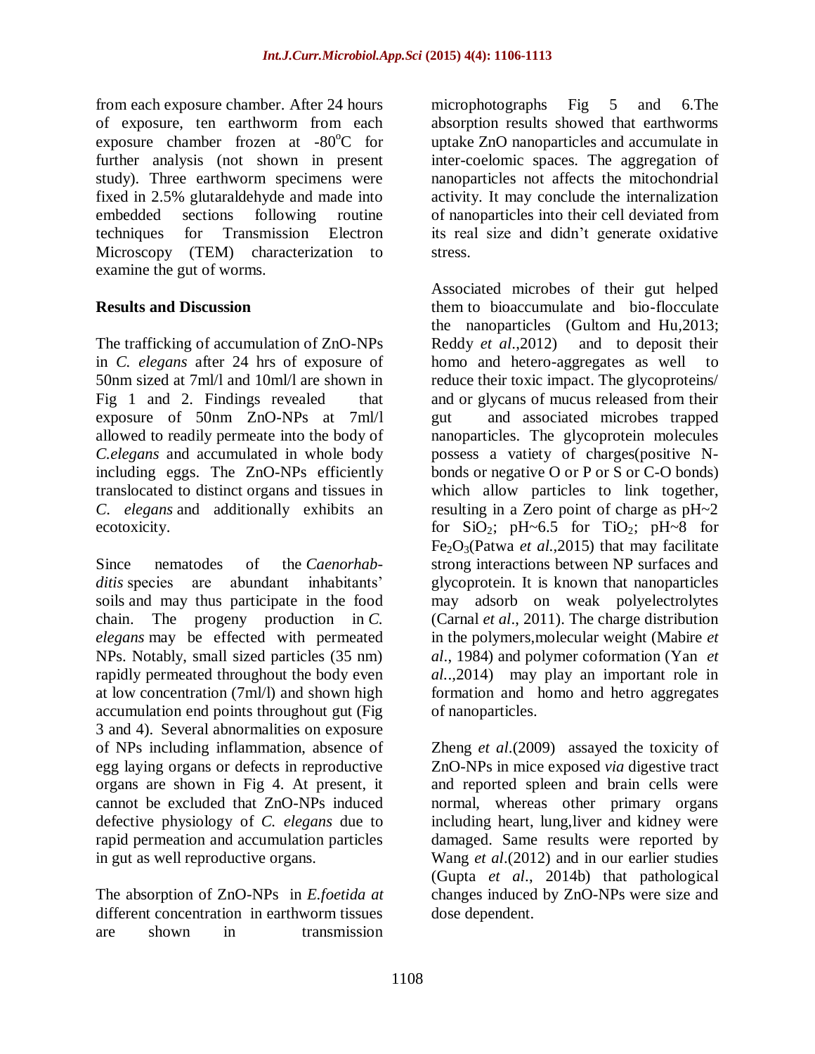from each exposure chamber. After 24 hours of exposure, ten earthworm from each exposure chamber frozen at -80°C for further analysis (not shown in present study). Three earthworm specimens were fixed in 2.5% glutaraldehyde and made into embedded sections following routine techniques for Transmission Electron Microscopy (TEM) characterization to examine the gut of worms.

## Results and Discussion

The trafficking of accumulation of ZnO-NPs in *C. elegans* after 24 hrs of exposure of 50nm sized at 7ml/l and 10ml/l are shown in Fig 1 and 2. Findings revealed that exposure of 50nm ZnO-NPs at 7ml/l allowed to readily permeate into the body of *C.elegans* and accumulated in whole body including eggs. The ZnO-NPs efficiently translocated to distinct organs and tissues in *C. elegans* and additionally exhibits an ecotoxicity.

Since nematodes of the *Caenorhabditis* species are abundant inhabitants' soils and may thus participate in the food chain. The progeny production in *C. elegans* may be effected with permeated NPs. Notably, small sized particles (35 nm) rapidly permeated throughout the body even at low concentration (7ml/l) and shown high accumulation end points throughout gut (Fig 3 and 4). Several abnormalities on exposure of NPs including inflammation, absence of egg laying organs or defects in reproductive organs are shown in Fig 4. At present, it cannot be excluded that ZnO-NPs induced defective physiology of *C. elegans* due to rapid permeation and accumulation particles in gut as well reproductive organs.

The absorption of ZnO-NPs in *E.foetida at* different concentration in earthworm tissues are shown in transmission microphotographs Fig 5 and 6.The absorption results showed that earthworms uptake ZnO nanoparticles and accumulate in inter-coelomic spaces. The aggregation of nanoparticles not affects the mitochondrial activity. It may conclude the internalization of nanoparticles into their cell deviated from its real size and didn't generate oxidative stress.

Associated microbes of their gut helped them to bioaccumulate and bio-flocculate the nanoparticles (Gultom and Hu,2013; Reddy *et al*.,2012) and to deposit their homo and hetero-aggregates as well to reduce their toxic impact. The glycoproteins/ and or glycans of mucus released from their gut and associated microbes trapped nanoparticles. The glycoprotein molecules possess a vatiety of charges(positive N-bonds or negative O or P or S or C-O bonds) which allow particles to link together, resulting in a Zero point of charge as pH~2 for $SiO_2$; pH~6.5 for $TiO_2$; pH~8 for $Fe_2O_3$(Patwa *et al*.,2015) that may facilitate strong interactions between NP surfaces and glycoprotein. It is known that nanoparticles may adsorb on weak polyelectrolytes (Carnal *et al*., 2011). The charge distribution in the polymers,molecular weight (Mabire *et al*., 1984) and polymer coformation (Yan *et al*..,2014) may play an important role in formation and homo and hetro aggregates of nanoparticles.

Zheng *et al*.(2009) assayed the toxicity of ZnO-NPs in mice exposed *via* digestive tract and reported spleen and brain cells were normal, whereas other primary organs including heart, lung,liver and kidney were damaged. Same results were reported by Wang *et al*.(2012) and in our earlier studies (Gupta *et al*., 2014b) that pathological changes induced by ZnO-NPs were size and dose dependent.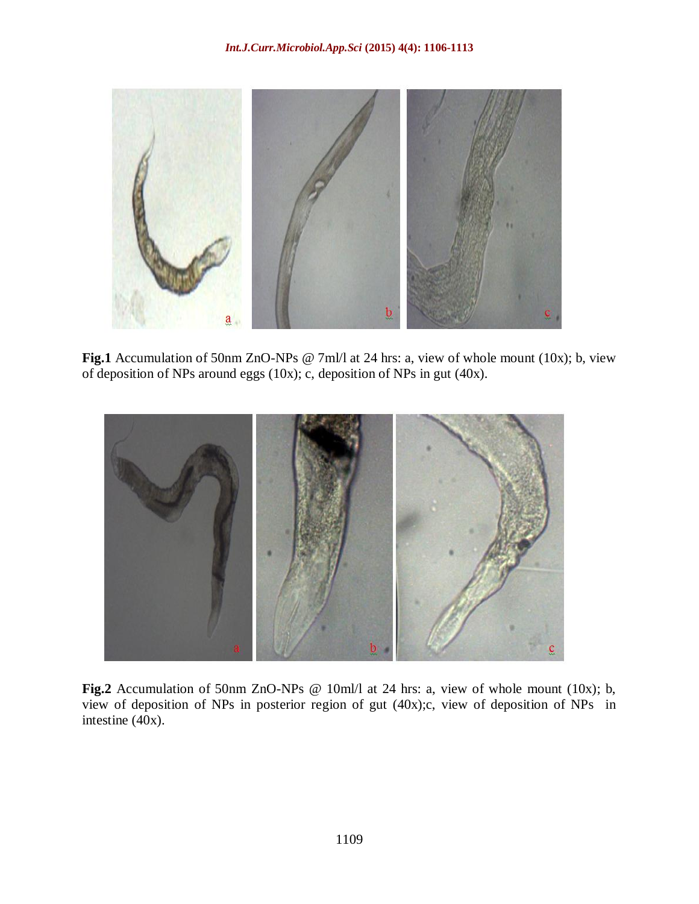**Fig.1** Accumulation of 50nm ZnO-NPs @ 7ml/l at 24 hrs: a, view of whole mount (10x); b, view of deposition of NPs around eggs (10x); c, deposition of NPs in gut (40x).

**Fig.2** Accumulation of 50nm ZnO-NPs @ 10ml/l at 24 hrs: a, view of whole mount (10x); b, view of deposition of NPs in posterior region of gut (40x);c, view of deposition of NPs in intestine (40x).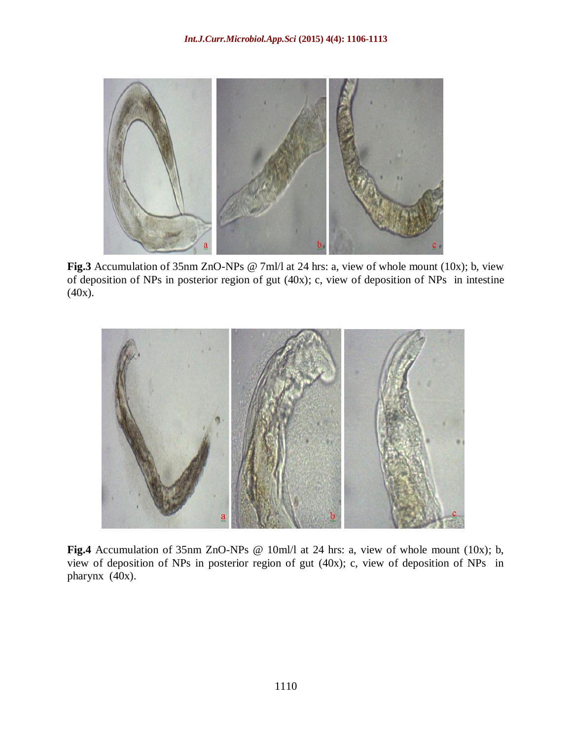**Fig.3** Accumulation of 35nm ZnO-NPs @ 7ml/l at 24 hrs: a, view of whole mount (10x); b, view of deposition of NPs in posterior region of gut (40x); c, view of deposition of NPs in intestine (40x).

**Fig.4** Accumulation of 35nm ZnO-NPs @ 10ml/l at 24 hrs: a, view of whole mount (10x); b, view of deposition of NPs in posterior region of gut (40x); c, view of deposition of NPs in pharynx (40x).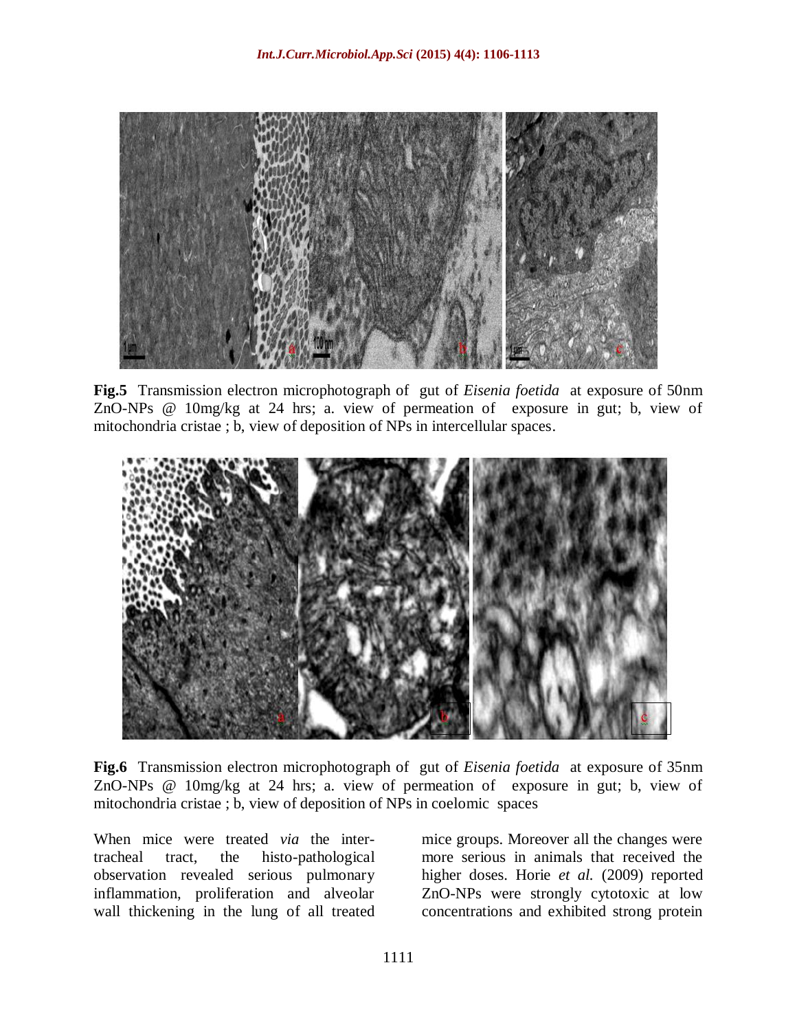**Fig.5** Transmission electron microphotograph of gut of *Eisenia foetida* at exposure of 50nm ZnO-NPs @ 10mg/kg at 24 hrs; a. view of permeation of exposure in gut; b, view of mitochondria cristae ; b, view of deposition of NPs in intercellular spaces.

**Fig.6** Transmission electron microphotograph of gut of *Eisenia foetida* at exposure of 35nm ZnO-NPs @ 10mg/kg at 24 hrs; a. view of permeation of exposure in gut; b, view of mitochondria cristae ; b, view of deposition of NPs in coelomic spaces

When mice were treated *via* the inter-tracheal tract, the histo-pathological observation revealed serious pulmonary inflammation, proliferation and alveolar wall thickening in the lung of all treated mice groups. Moreover all the changes were more serious in animals that received the higher doses. Horie *et al.* (2009) reported ZnO-NPs were strongly cytotoxic at low concentrations and exhibited strong protein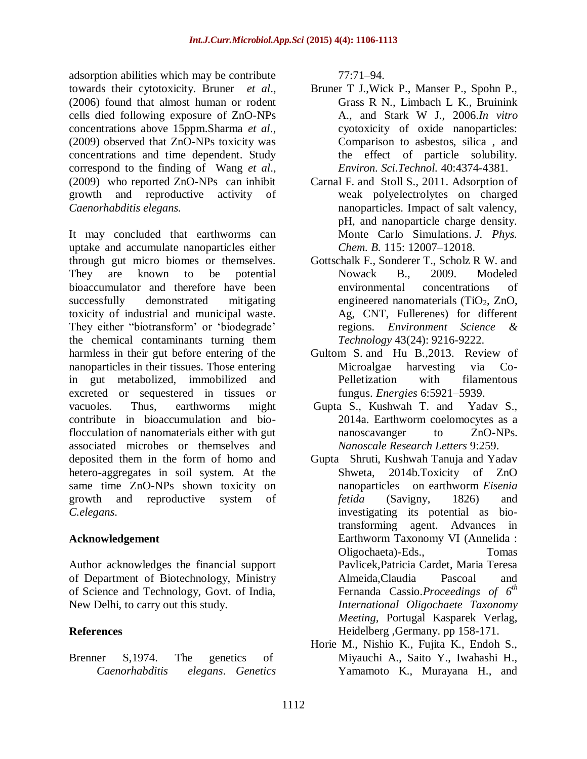adsorption abilities which may be contribute towards their cytotoxicity. Bruner *et al*., (2006) found that almost human or rodent cells died following exposure of ZnO-NPs concentrations above 15ppm.Sharma *et al*., (2009) observed that ZnO-NPs toxicity was concentrations and time dependent. Study correspond to the finding of Wang *et al*., (2009) who reported ZnO-NPs can inhibit growth and reproductive activity of *Caenorhabditis elegans.*

It may concluded that earthworms can uptake and accumulate nanoparticles either through gut micro biomes or themselves. They are known to be potential bioaccumulator and therefore have been successfully demonstrated mitigating toxicity of industrial and municipal waste. They either "biotransform' or 'biodegrade' the chemical contaminants turning them harmless in their gut before entering of the nanoparticles in their tissues. Those entering in gut metabolized, immobilized and excreted or sequestered in tissues or vacuoles. Thus, earthworms might contribute in bioaccumulation and bio-flocculation of nanomaterials either with gut associated microbes or themselves and deposited them in the form of homo and hetero-aggregates in soil system. At the same time ZnO-NPs shown toxicity on growth and reproductive system of *C.elegans.*

## Acknowledgement

Author acknowledges the financial support of Department of Biotechnology, Ministry of Science and Technology, Govt. of India, New Delhi, to carry out this study.

## References

Brenner S,1974. The genetics of *Caenorhabditis elegans*. *Genetics* 77:71–94.

Bruner T J.,Wick P., Manser P., Spohn P., Grass R N., Limbach L K., Bruinink A., and Stark W J., 2006.*In vitro* cytotoxicity of oxide nanoparticles: Comparison to asbestos, silica , and the effect of particle solubility. *Environ. Sci.Technol.* 40:4374-4381.

Carnal F. and Stoll S., 2011. Adsorption of weak polyelectrolytes on charged nanoparticles. Impact of salt valency, pH, and nanoparticle charge density. Monte Carlo Simulations. *J. Phys. Chem. B.* 115: 12007–12018.

Gottschalk F., Sonderer T., Scholz R W. and Nowack B., 2009. Modeled environmental concentrations of engineered nanomaterials ($TiO_2$, ZnO, Ag, CNT, Fullerenes) for different regions. *Environment Science & Technology* 43(24): 9216-9222.

Gultom S. and Hu B.,2013. Review of Microalgae harvesting via Co-Pelletization with filamentous fungus. *Energies* 6:5921–5939.

Gupta S., Kushwah T. and Yadav S., 2014a. Earthworm coelomocytes as a nanoscavanger to ZnO-NPs. *Nanoscale Research Letters* 9:259.

Gupta Shruti, Kushwah Tanuja and Yadav Shweta, 2014b.Toxicity of ZnO nanoparticles on earthworm *Eisenia fetida* (Savigny, 1826) and investigating its potential as bio-transforming agent. Advances in Earthworm Taxonomy VI (Annelida : Oligochaeta)-Eds., Tomas Pavlicek,Patricia Cardet, Maria Teresa Almeida,Claudia Pascoal and Fernanda Cassio.*Proceedings of 6th International Oligochaete Taxonomy Meeting*, Portugal Kasparek Verlag, Heidelberg ,Germany. pp 158-171.

Horie M., Nishio K., Fujita K., Endoh S., Miyauchi A., Saito Y., Iwahashi H., Yamamoto K., Murayana H., and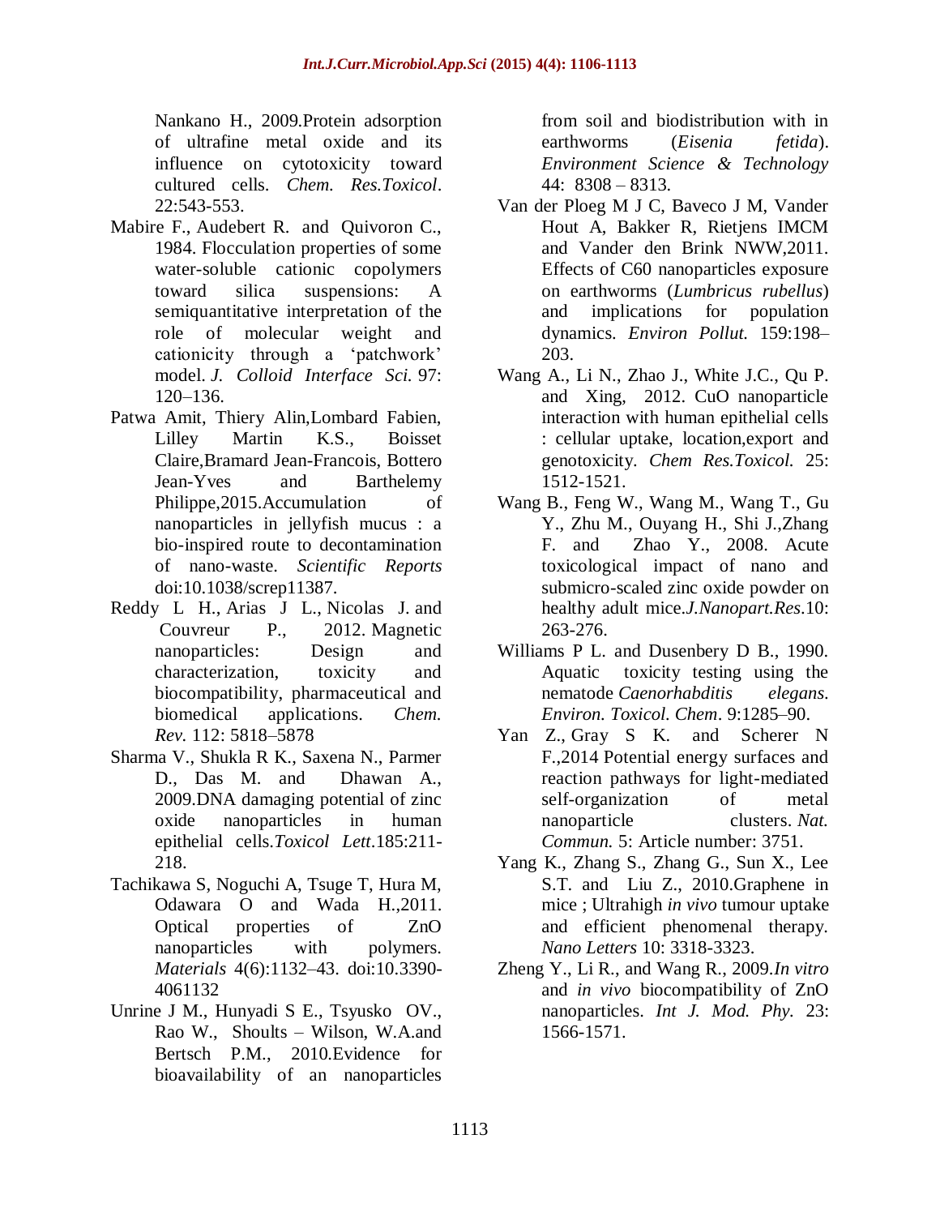Nankano H., 2009.Protein adsorption of ultrafine metal oxide and its influence on cytotoxicity toward cultured cells. *Chem. Res.Toxicol*. 22:543-553.

Mabire F., Audebert R. and Quivoron C., 1984. Flocculation properties of some water-soluble cationic copolymers toward silica suspensions: A semiquantitative interpretation of the role of molecular weight and cationicity through a 'patchwork' model. *J. Colloid Interface Sci.* 97: 120–136.

Patwa Amit, Thiery Alin,Lombard Fabien, Lilley Martin K.S., Boisset Claire,Bramard Jean-Francois, Bottero Jean-Yves and Barthelemy Philippe,2015.Accumulation of nanoparticles in jellyfish mucus : a bio-inspired route to decontamination of nano-waste. *Scientific Reports* doi:10.1038/screp11387.

Reddy L H., Arias J L., Nicolas J. and Couvreur P., 2012. Magnetic nanoparticles: Design and characterization, toxicity and biocompatibility, pharmaceutical and biomedical applications. *Chem. Rev.* 112: 5818–5878

Sharma V., Shukla R K., Saxena N., Parmer D., Das M. and Dhawan A., 2009.DNA damaging potential of zinc oxide nanoparticles in human epithelial cells.*Toxicol Lett*.185:211-218.

Tachikawa S, Noguchi A, Tsuge T, Hura M, Odawara O and Wada H.,2011. Optical properties of ZnO nanoparticles with polymers. *Materials* 4(6):1132–43. doi:10.3390-4061132

Unrine J M., Hunyadi S E., Tsyusko OV., Rao W., Shoults – Wilson, W.A.and Bertsch P.M., 2010.Evidence for bioavailability of an nanoparticles from soil and biodistribution with in earthworms (*Eisenia fetida*). *Environment Science & Technology* 44: 8308 – 8313.

Van der Ploeg M J C, Baveco J M, Vander Hout A, Bakker R, Rietjens IMCM and Vander den Brink NWW,2011. Effects of C60 nanoparticles exposure on earthworms (*Lumbricus rubellus*) and implications for population dynamics. *Environ Pollut.* 159:198–203.

Wang A., Li N., Zhao J., White J.C., Qu P. and Xing, 2012. CuO nanoparticle interaction with human epithelial cells : cellular uptake, location,export and genotoxicity. *Chem Res.Toxicol.* 25: 1512-1521.

Wang B., Feng W., Wang M., Wang T., Gu Y., Zhu M., Ouyang H., Shi J.,Zhang F. and Zhao Y., 2008. Acute toxicological impact of nano and submicro-scaled zinc oxide powder on healthy adult mice.*J.Nanopart.Res*.10: 263-276.

Williams P L. and Dusenbery D B., 1990. Aquatic toxicity testing using the nematode *Caenorhabditis elegans. Environ. Toxicol. Chem*. 9:1285–90.

Yan Z., Gray S K. and Scherer N F.,2014 Potential energy surfaces and reaction pathways for light-mediated self-organization of metal nanoparticle clusters. *Nat. Commun.* 5: Article number: 3751.

Yang K., Zhang S., Zhang G., Sun X., Lee S.T. and Liu Z., 2010.Graphene in mice ; Ultrahigh *in vivo* tumour uptake and efficient phenomenal therapy. *Nano Letters* 10: 3318-3323.

Zheng Y., Li R., and Wang R., 2009.*In vitro* and *in vivo* biocompatibility of ZnO nanoparticles. *Int J. Mod. Phy.* 23: 1566-1571.